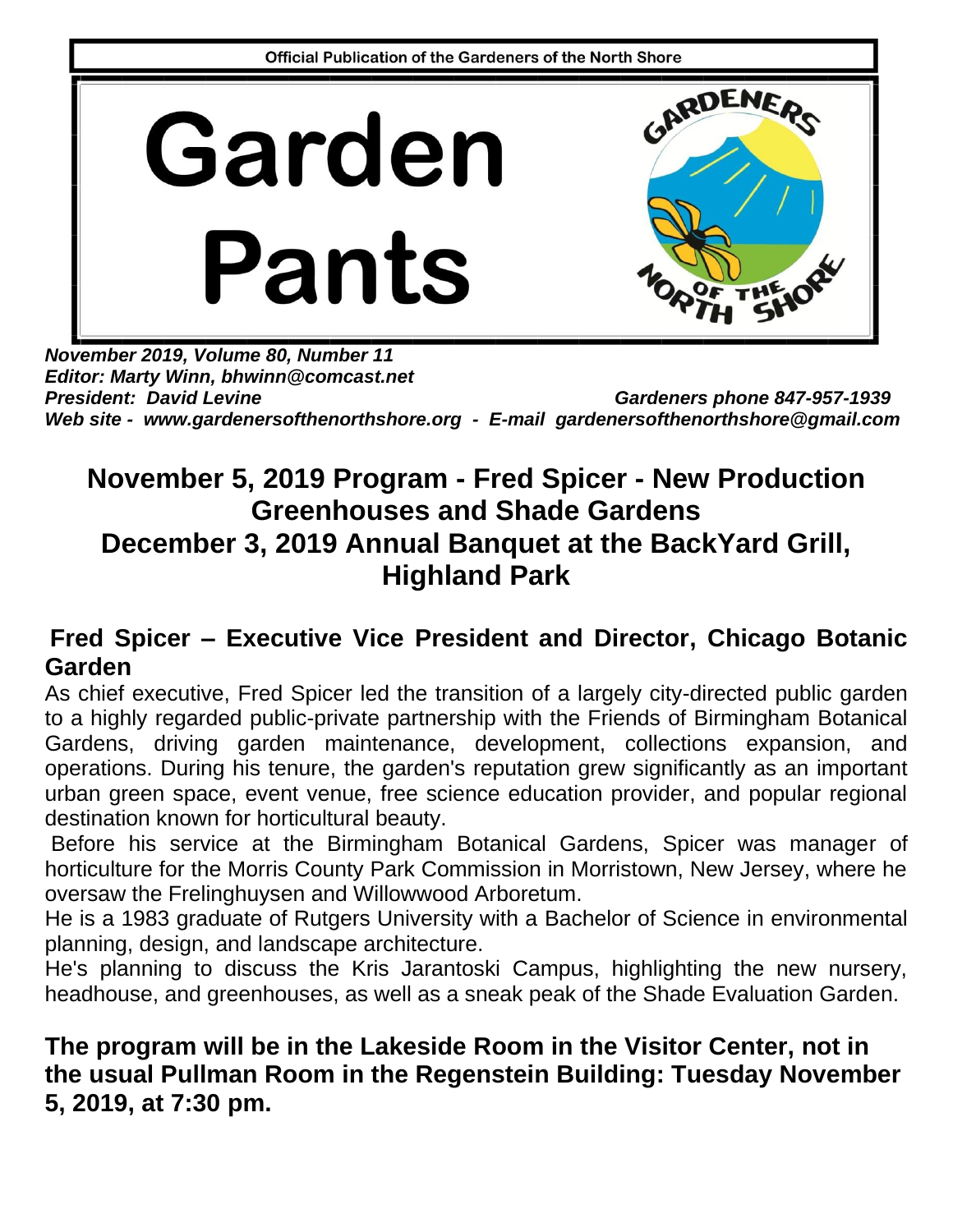Official Publication of the Gardeners of the North Shore

# Garden Pants

GARDENERS NORTH OF THE SHORE

***November 2019, Volume 80, Number 11***
***Editor: Marty Winn, bhwinn@comcast.net***
***President: David Levine*** ***Gardeners phone 847-957-1939***
***Web site - www.gardenersofthenorthshore.org - E-mail gardenersofthenorthshore@gmail.com***

## November 5, 2019 Program - Fred Spicer - New Production Greenhouses and Shade Gardens
## December 3, 2019 Annual Banquet at the BackYard Grill, Highland Park

### Fred Spicer – Executive Vice President and Director, Chicago Botanic Garden

As chief executive, Fred Spicer led the transition of a largely city-directed public garden to a highly regarded public-private partnership with the Friends of Birmingham Botanical Gardens, driving garden maintenance, development, collections expansion, and operations. During his tenure, the garden's reputation grew significantly as an important urban green space, event venue, free science education provider, and popular regional destination known for horticultural beauty.

Before his service at the Birmingham Botanical Gardens, Spicer was manager of horticulture for the Morris County Park Commission in Morristown, New Jersey, where he oversaw the Frelinghuysen and Willowwood Arboretum.

He is a 1983 graduate of Rutgers University with a Bachelor of Science in environmental planning, design, and landscape architecture.

He's planning to discuss the Kris Jarantoski Campus, highlighting the new nursery, headhouse, and greenhouses, as well as a sneak peak of the Shade Evaluation Garden.

**The program will be in the Lakeside Room in the Visitor Center, not in the usual Pullman Room in the Regenstein Building: Tuesday November 5, 2019, at 7:30 pm.**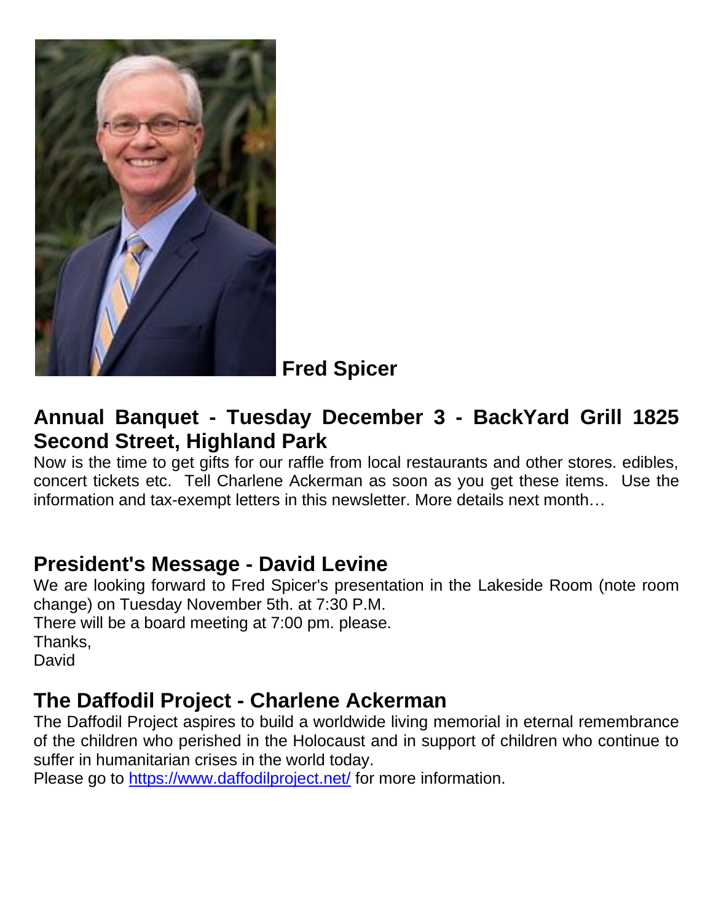**Fred Spicer**

## Annual Banquet - Tuesday December 3 - BackYard Grill 1825 Second Street, Highland Park

Now is the time to get gifts for our raffle from local restaurants and other stores. edibles, concert tickets etc. Tell Charlene Ackerman as soon as you get these items. Use the information and tax-exempt letters in this newsletter. More details next month…

## President's Message - David Levine

We are looking forward to Fred Spicer's presentation in the Lakeside Room (note room change) on Tuesday November 5th. at 7:30 P.M.
There will be a board meeting at 7:00 pm. please.
Thanks,
David

## The Daffodil Project - Charlene Ackerman

The Daffodil Project aspires to build a worldwide living memorial in eternal remembrance of the children who perished in the Holocaust and in support of children who continue to suffer in humanitarian crises in the world today.
Please go to [https://www.daffodilproject.net/](https://www.daffodilproject.net/) for more information.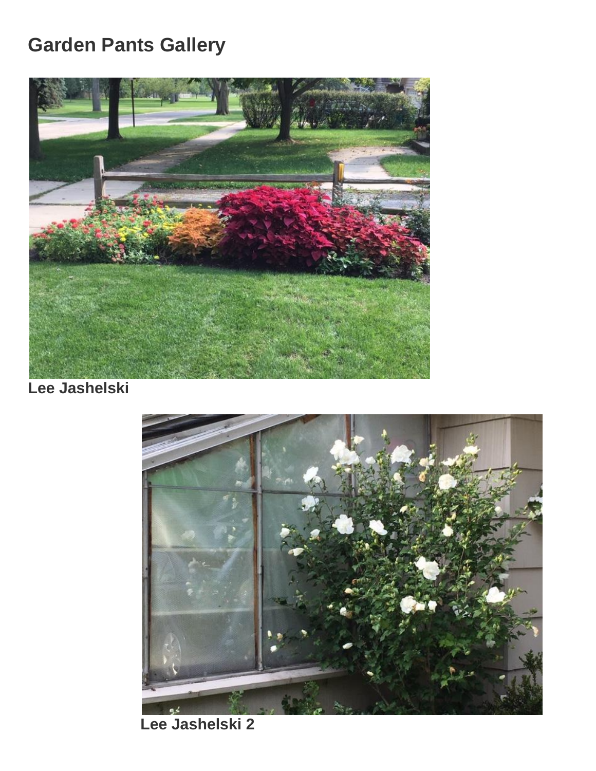## Garden Pants Gallery

**Lee Jashelski**

**Lee Jashelski 2**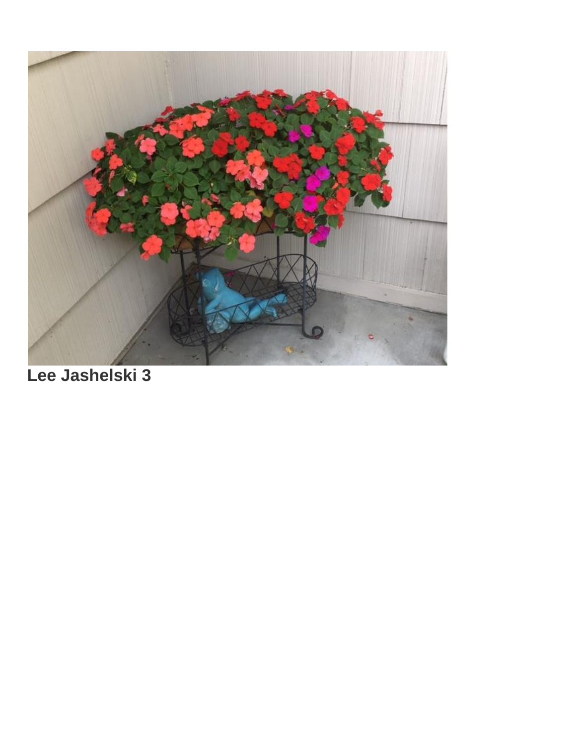**Lee Jashelski 3**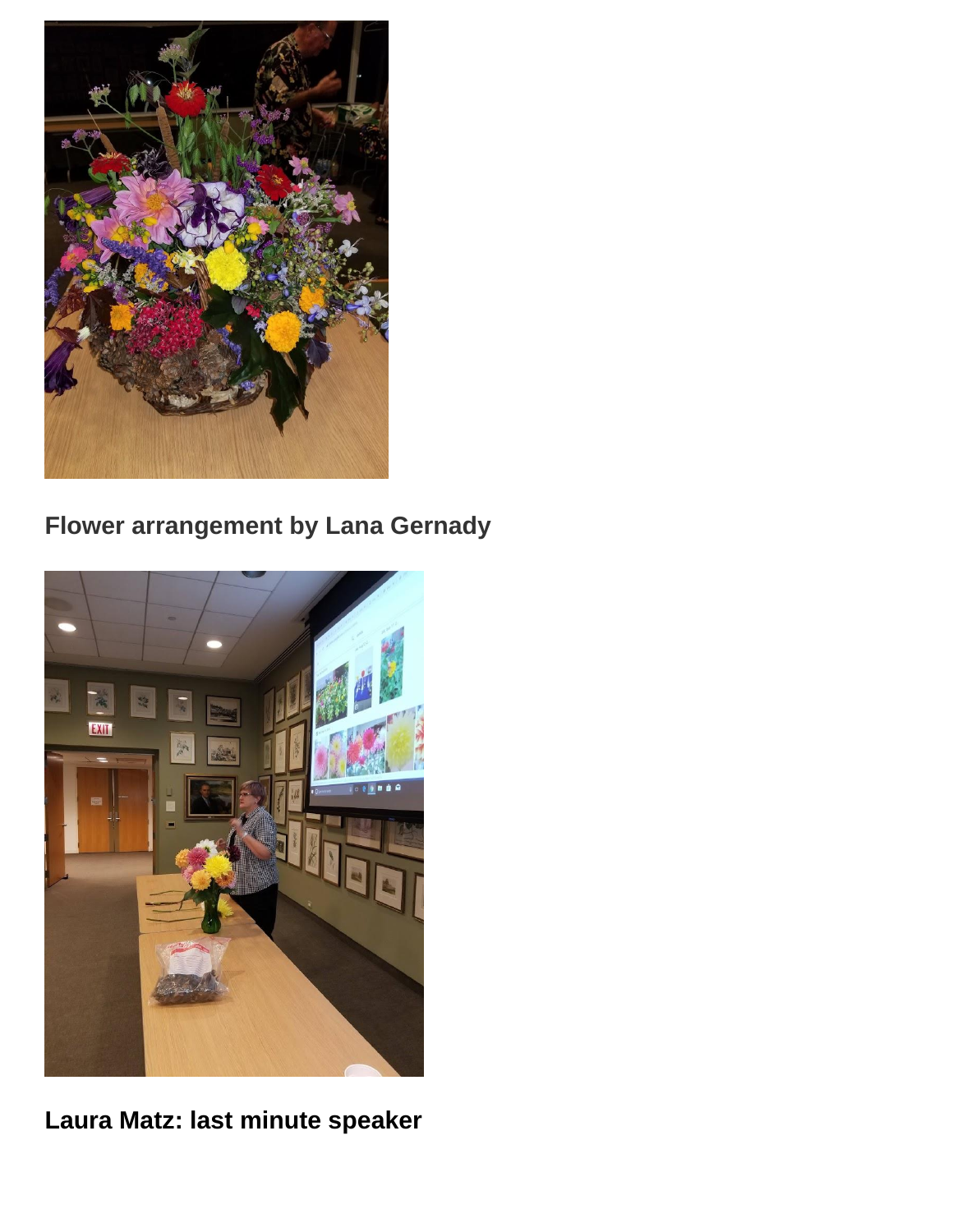**Flower arrangement by Lana Gernady**

**Laura Matz: last minute speaker**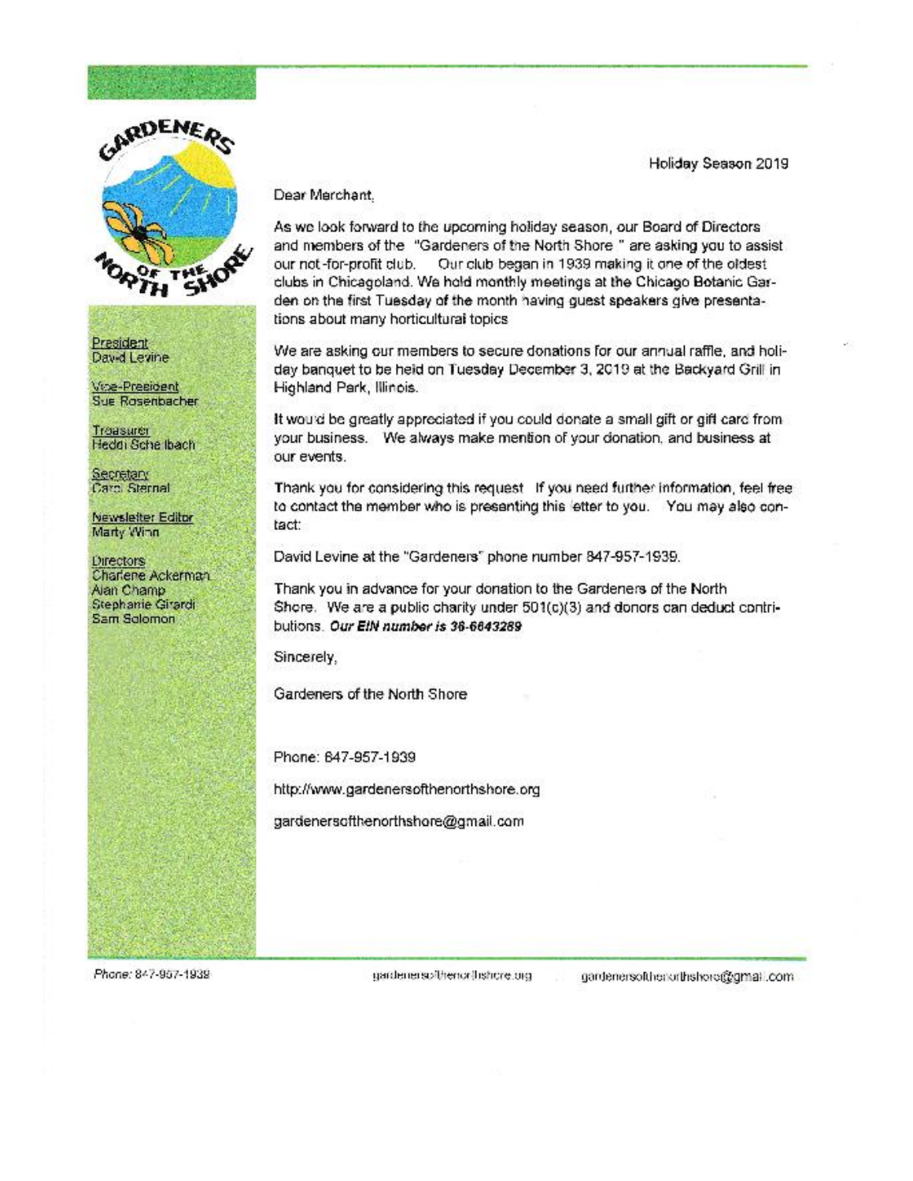GARDENERS OF THE NORTH SHORE

President
David Levine

Vice-President
Sue Rosenbacher

Treasurer
Heddi Schelbach

Secretary
Carol Sternal

Newsletter Editor
Marty Winn

Directors
Charlene Ackerman
Alan Champ
Stephanie Girardi
Sam Solomon

Holiday Season 2019

Dear Merchant,

As we look forward to the upcoming holiday season, our Board of Directors and members of the "Gardeners of the North Shore " are asking you to assist our not-for-profit club. Our club began in 1939 making it one of the oldest clubs in Chicagoland. We hold monthly meetings at the Chicago Botanic Garden on the first Tuesday of the month having guest speakers give presentations about many horticultural topics

We are asking our members to secure donations for our annual raffle, and holiday banquet to be held on Tuesday December 3, 2019 at the Backyard Grill in Highland Park, Illinois.

It would be greatly appreciated if you could donate a small gift or gift card from your business. We always make mention of your donation, and business at our events.

Thank you for considering this request If you need further information, feel free to contact the member who is presenting this letter to you. You may also contact:

David Levine at the "Gardeners" phone number 847-957-1939.

Thank you in advance for your donation to the Gardeners of the North Shore. We are a public charity under 501(c)(3) and donors can deduct contributions. ***Our EIN number is 36-6643289***

Sincerely,

Gardeners of the North Shore

Phone: 847-957-1939

http://www.gardenersofthenorthshore.org

gardenersofthenorthshore@gmail.com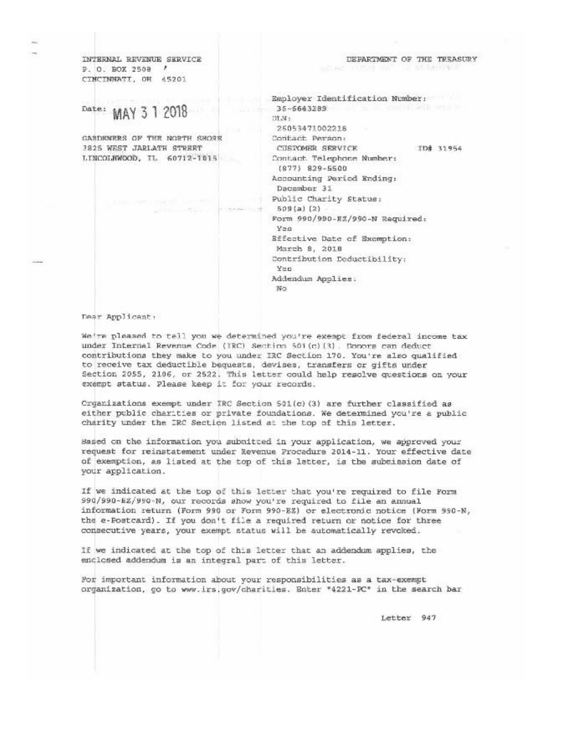INTERNAL REVENUE SERVICE
P. O. BOX 2508
CINCINNATI, OH 45201

DEPARTMENT OF THE TREASURY

Date: MAY 3 1 2018

GARDENERS OF THE NORTH SHORE
3825 WEST JARLATH STREET
LINCOLNWOOD, IL 60712-1015

Employer Identification Number:
35-6643289
DLN:
26053471002218
Contact Person:
CUSTOMER SERVICE ID# 31954
Contact Telephone Number:
(877) 829-5500
Accounting Period Ending:
December 31
Public Charity Status:
509(a)(2)
Form 990/990-EZ/990-N Required:
Yes
Effective Date of Exemption:
March 8, 2018
Contribution Deductibility:
Yes
Addendum Applies:
No

Dear Applicant:

We're pleased to tell you we determined you're exempt from federal income tax under Internal Revenue Code (IRC) Section 501(c)(3). Donors can deduct contributions they make to you under IRC Section 170. You're also qualified to receive tax deductible bequests, devises, transfers or gifts under Section 2055, 2106, or 2522. This letter could help resolve questions on your exempt status. Please keep it for your records.

Organizations exempt under IRC Section 501(c)(3) are further classified as either public charities or private foundations. We determined you're a public charity under the IRC Section listed at the top of this letter.

Based on the information you submitted in your application, we approved your request for reinstatement under Revenue Procedure 2014-11. Your effective date of exemption, as listed at the top of this letter, is the submission date of your application.

If we indicated at the top of this letter that you're required to file Form 990/990-EZ/990-N, our records show you're required to file an annual information return (Form 990 or Form 990-EZ) or electronic notice (Form 990-N, the e-Postcard). If you don't file a required return or notice for three consecutive years, your exempt status will be automatically revoked.

If we indicated at the top of this letter that an addendum applies, the enclosed addendum is an integral part of this letter.

For important information about your responsibilities as a tax-exempt organization, go to www.irs.gov/charities. Enter "4221-PC" in the search bar

Letter 947